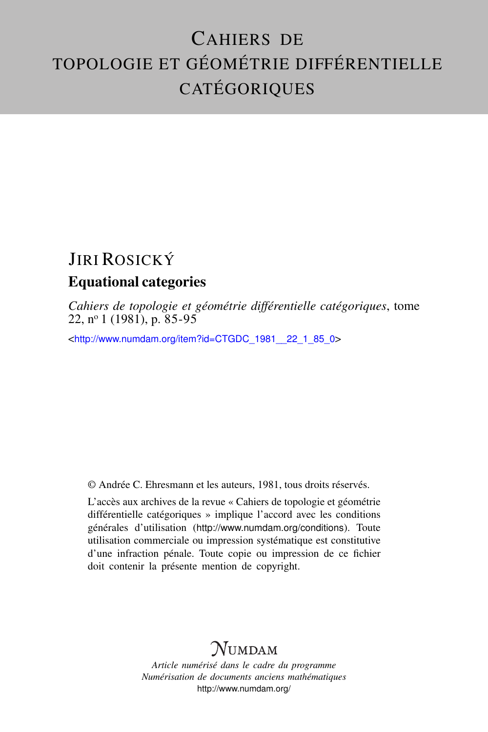# Cahiers de topologie et géométrie différentielle catégoriques

## Jiri Rosický

### Equational categories

*Cahiers de topologie et géométrie différentielle catégoriques*, tome 22, nº 1 (1981), p. 85-95

<http://www.numdam.org/item?id=CTGDC_1981__22_1_85_0>

© Andrée C. Ehresmann et les auteurs, 1981, tous droits réservés.

L'accès aux archives de la revue « Cahiers de topologie et géométrie différentielle catégoriques » implique l'accord avec les conditions générales d'utilisation (http://www.numdam.org/conditions). Toute utilisation commerciale ou impression systématique est constitutive d'une infraction pénale. Toute copie ou impression de ce fichier doit contenir la présente mention de copyright.

NUMDAM

*Article numérisé dans le cadre du programme*
*Numérisation de documents anciens mathématiques*
http://www.numdam.org/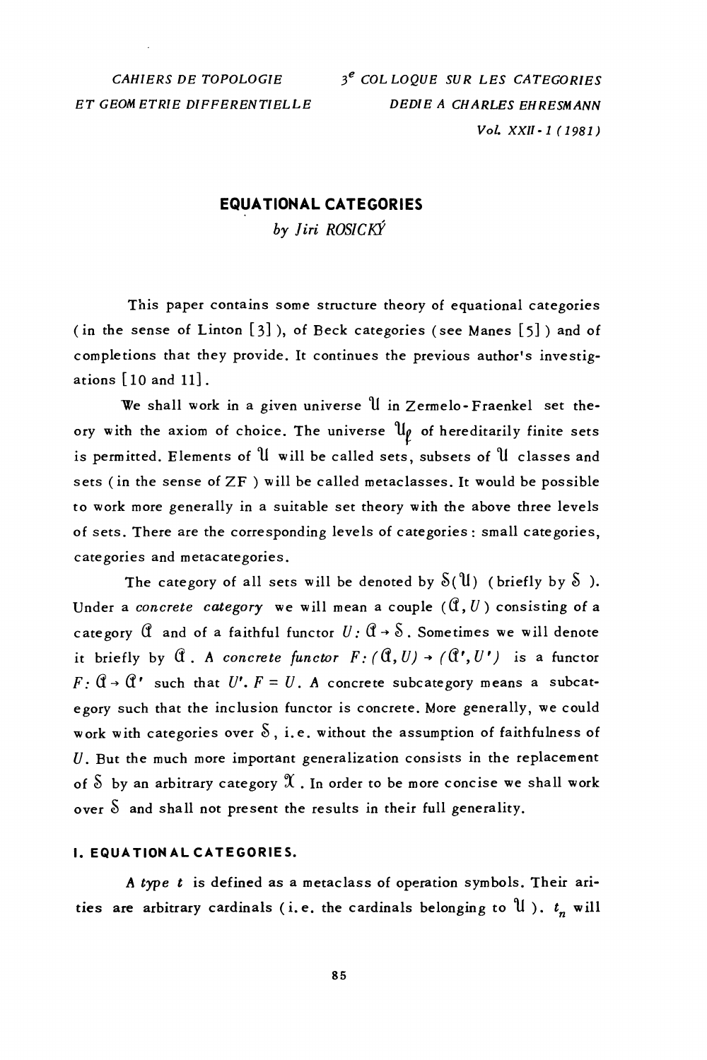CAHIERS DE TOPOLOGIE ET GEOMETRIE DIFFERENTIELLE

3[e] COLLOQUE SUR LES CATEGORIES DEDIE A CHARLES EHRESMANN

Vol. XXII-1 (1981)

# EQUATIONAL CATEGORIES

*by Jiri ROSICKÝ*

This paper contains some structure theory of equational categories (in the sense of Linton [3]), of Beck categories (see Manes [5]) and of completions that they provide. It continues the previous author's investigations [10 and 11].

We shall work in a given universe $\mathcal{U}$ in Zermelo-Fraenkel set theory with the axiom of choice. The universe $\mathcal{U}_f$ of hereditarily finite sets is permitted. Elements of $\mathcal{U}$ will be called sets, subsets of $\mathcal{U}$ classes and sets (in the sense of ZF) will be called metaclasses. It would be possible to work more generally in a suitable set theory with the above three levels of sets. There are the corresponding levels of categories: small categories, categories and metacategories.

The category of all sets will be denoted by $\mathcal{S}(\mathcal{U})$ (briefly by $\mathcal{S}$). Under a *concrete category* we will mean a couple $(\mathfrak{A}, U)$ consisting of a category $\mathfrak{A}$ and of a faithful functor $U: \mathfrak{A} \to \mathcal{S}$. Sometimes we will denote it briefly by $\mathfrak{A}$. A *concrete functor* $F: (\mathfrak{A}, U) \to (\mathfrak{A}', U')$ is a functor $F: \mathfrak{A} \to \mathfrak{A}'$ such that $U'. F = U$. A concrete subcategory means a subcategory such that the inclusion functor is concrete. More generally, we could work with categories over $\mathcal{S}$, i.e. without the assumption of faithfulness of $U$. But the much more important generalization consists in the replacement of $\mathcal{S}$ by an arbitrary category $\mathcal{X}$. In order to be more concise we shall work over $\mathcal{S}$ and shall not present the results in their full generality.

## I. EQUATIONAL CATEGORIES.

A *type* $t$ is defined as a metaclass of operation symbols. Their arities are arbitrary cardinals (i.e. the cardinals belonging to $\mathcal{U}$). $t_n$ will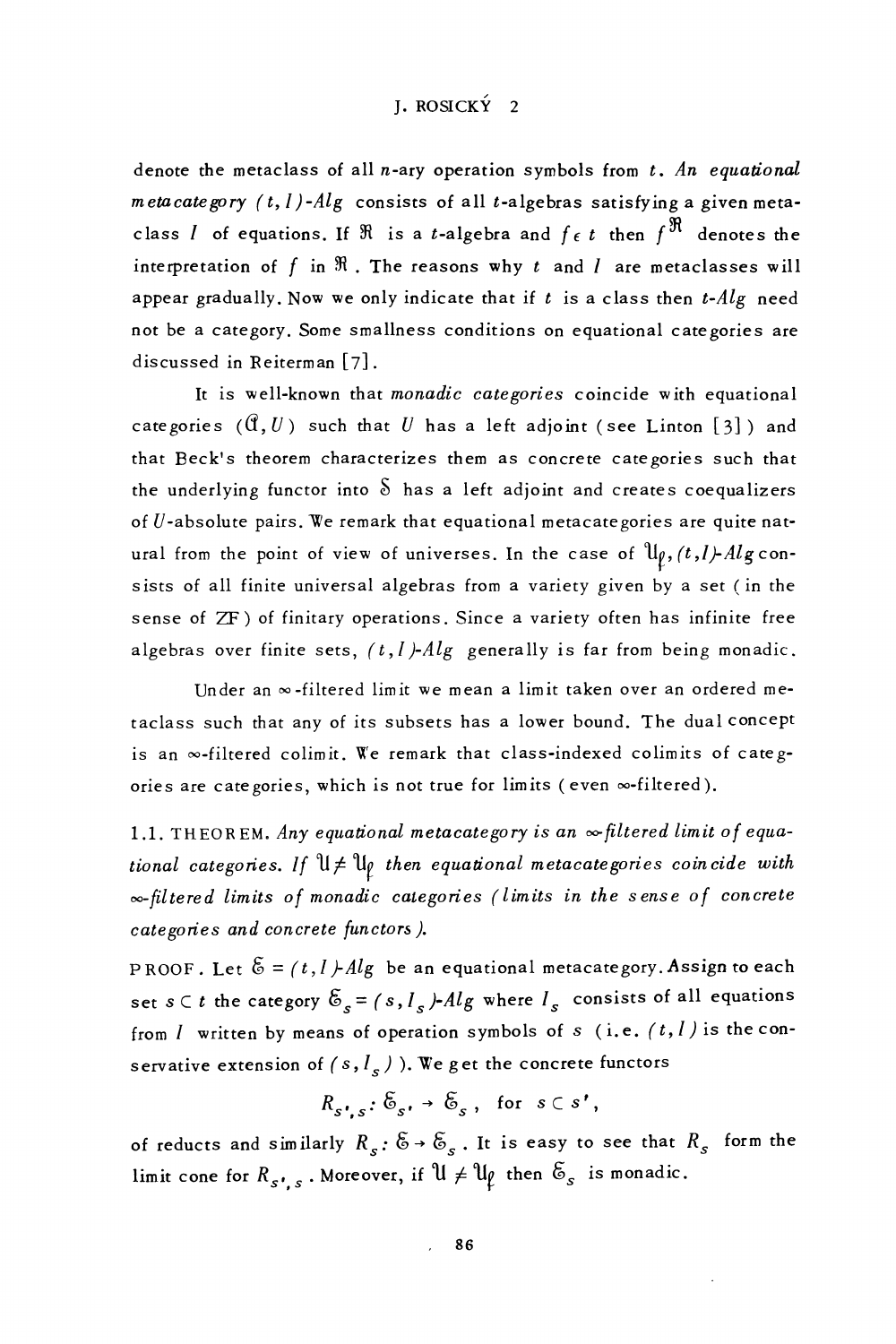denote the metaclass of all $n$-ary operation symbols from $t$. *An equational metacategory $(t, I)$-$Alg$* consists of all $t$-algebras satisfying a given metaclass $I$ of equations. If $\mathfrak{R}$ is a $t$-algebra and $f \in t$ then $f^{\mathfrak{R}}$ denotes the interpretation of $f$ in $\mathfrak{R}$. The reasons why $t$ and $I$ are metaclasses will appear gradually. Now we only indicate that if $t$ is a class then $t$-$Alg$ need not be a category. Some smallness conditions on equational categories are discussed in Reiterman [7].

It is well-known that *monadic categories* coincide with equational categories $(\mathfrak{A}, U)$ such that $U$ has a left adjoint (see Linton [3]) and that Beck's theorem characterizes them as concrete categories such that the underlying functor into $\mathfrak{S}$ has a left adjoint and creates coequalizers of $U$-absolute pairs. We remark that equational metacategories are quite natural from the point of view of universes. In the case of $\mathfrak{U}_f$, $(t,I)$-$Alg$ consists of all finite universal algebras from a variety given by a set (in the sense of ZF) of finitary operations. Since a variety often has infinite free algebras over finite sets, $(t,I)$-$Alg$ generally is far from being monadic.

Under an $\infty$-filtered limit we mean a limit taken over an ordered metaclass such that any of its subsets has a lower bound. The dual concept is an $\infty$-filtered colimit. We remark that class-indexed colimits of categories are categories, which is not true for limits (even $\infty$-filtered).

1.1. THEOREM. *Any equational metacategory is an $\infty$-filtered limit of equational categories. If $\mathfrak{U} \neq \mathfrak{U}_f$ then equational metacategories coincide with $\infty$-filtered limits of monadic categories (limits in the sense of concrete categories and concrete functors).*

PROOF. Let $\mathfrak{S} = (t, I)$-$Alg$ be an equational metacategory. Assign to each set $s \subset t$ the category $\mathfrak{S}_s = (s, I_s)$-$Alg$ where $I_s$ consists of all equations from $I$ written by means of operation symbols of $s$ (i.e. $(t, I)$ is the conservative extension of $(s, I_s)$). We get the concrete functors

$$R_{s',s} : \mathfrak{S}_{s'} \to \mathfrak{S}_s, \quad \text{for } s \subset s',$$

of reducts and similarly $R_s : \mathfrak{S} \to \mathfrak{S}_s$. It is easy to see that $R_s$ form the limit cone for $R_{s',s}$. Moreover, if $\mathfrak{U} \neq \mathfrak{U}_f$ then $\mathfrak{S}_s$ is monadic.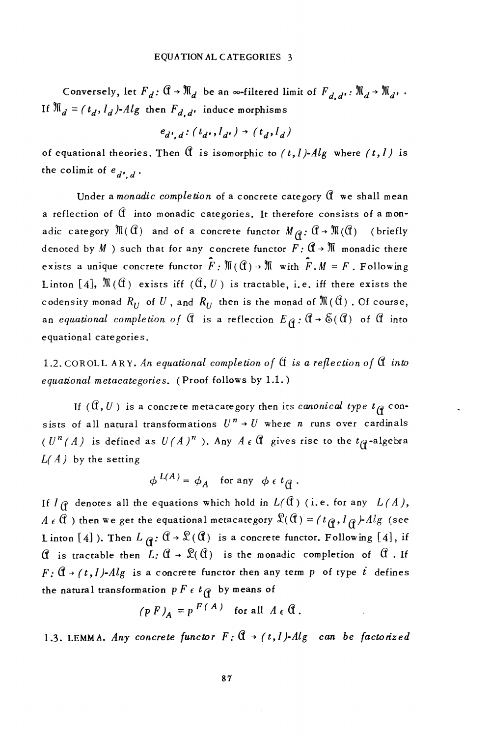Conversely, let $F_d : \mathfrak{A} \to \mathfrak{M}_d$ be an $\infty$-filtered limit of $F_{d,d'} : \mathfrak{M}_d \to \mathfrak{M}_{d'}$. If $\mathfrak{M}_d = (t_d, I_d)\text{-}Alg$ then $F_{d,d'}$ induce morphisms

$$e_{d',d} : (t_{d'}, I_{d'}) \to (t_d, I_d)$$

of equational theories. Then $\mathfrak{A}$ is isomorphic to $(t, I)\text{-}Alg$ where $(t, I)$ is the colimit of $e_{d',d}$.

Under a *monadic completion* of a concrete category $\mathfrak{A}$ we shall mean a reflection of $\mathfrak{A}$ into monadic categories. It therefore consists of a monadic category $\mathfrak{M}(\mathfrak{A})$ and of a concrete functor $M_{\mathfrak{A}} : \mathfrak{A} \to \mathfrak{M}(\mathfrak{A})$ (briefly denoted by $M$) such that for any concrete functor $F : \mathfrak{A} \to \mathfrak{M}$ monadic there exists a unique concrete functor $\hat{F} : \mathfrak{M}(\mathfrak{A}) \to \mathfrak{M}$ with $\hat{F}.M = F$. Following Linton [4], $\mathfrak{M}(\mathfrak{A})$ exists iff $(\mathfrak{A}, U)$ is tractable, i.e. iff there exists the codensity monad $R_U$ of $U$, and $R_U$ then is the monad of $\mathfrak{M}(\mathfrak{A})$. Of course, an *equational completion of* $\mathfrak{A}$ is a reflection $E_{\mathfrak{A}} : \mathfrak{A} \to \mathfrak{E}(\mathfrak{A})$ of $\mathfrak{A}$ into equational categories.

1.2. COROLLARY. *An equational completion of $\mathfrak{A}$ is a reflection of $\mathfrak{A}$ into equational metacategories.* (Proof follows by 1.1.)

If $(\mathfrak{A}, U)$ is a concrete metacategory then its *canonical type* $t_{\mathfrak{A}}$ consists of all natural transformations $U^n \to U$ where $n$ runs over cardinals ($U^n(A)$ is defined as $U(A)^n$). Any $A \in \mathfrak{A}$ gives rise to the $t_{\mathfrak{A}}$-algebra $L(A)$ by the setting

$$\phi^{L(A)} = \phi_A \quad \text{for any } \phi \in t_{\mathfrak{A}}.$$

If $I_{\mathfrak{A}}$ denotes all the equations which hold in $L(\mathfrak{A})$ (i.e. for any $L(A)$, $A \in \mathfrak{A}$) then we get the equational metacategory $\mathfrak{L}(\mathfrak{A}) = (t_{\mathfrak{A}}, I_{\mathfrak{A}})\text{-}Alg$ (see Linton [4]). Then $L_{\mathfrak{A}} : \mathfrak{A} \to \mathfrak{L}(\mathfrak{A})$ is a concrete functor. Following [4], if $\mathfrak{A}$ is tractable then $L : \mathfrak{A} \to \mathfrak{L}(\mathfrak{A})$ is the monadic completion of $\mathfrak{A}$. If $F : \mathfrak{A} \to (t, I)\text{-}Alg$ is a concrete functor then any term $p$ of type $t$ defines the natural transformation $pF \in t_{\mathfrak{A}}$ by means of

$$(pF)_A = p^{F(A)} \quad \text{for all } A \in \mathfrak{A}.$$

1.3. LEMMA. *Any concrete functor $F : \mathfrak{A} \to (t, I)\text{-}Alg$ can be factorized*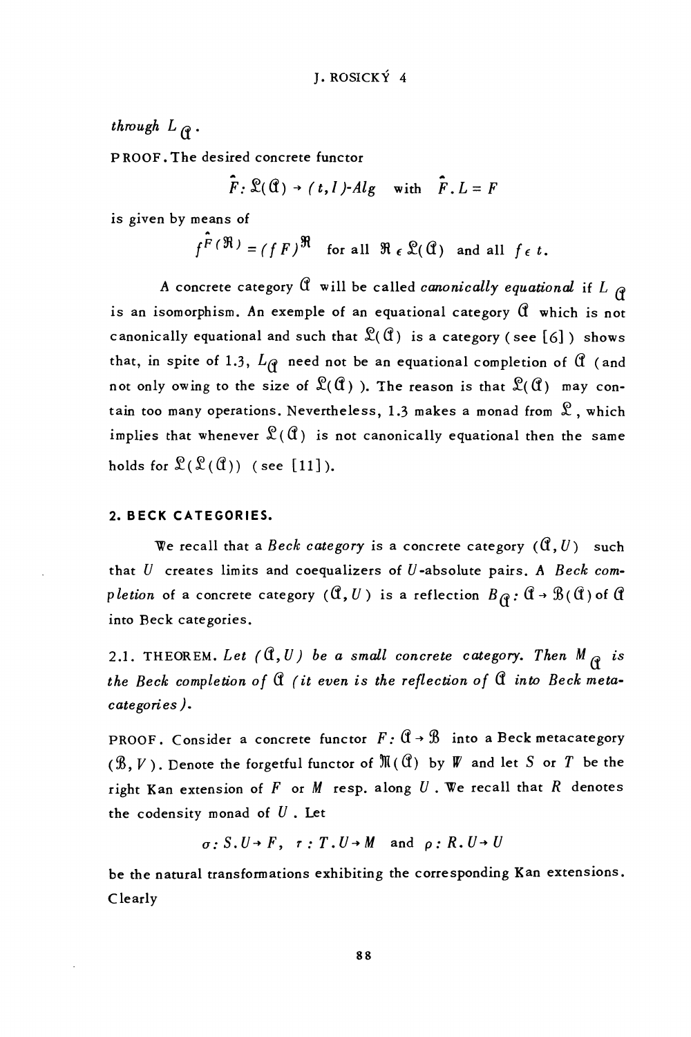*through* $L_{\mathfrak{A}}$.

PROOF. The desired concrete functor

$$\hat{F}: \mathfrak{L}(\mathfrak{A}) \to (t, I)\text{-}Alg \quad \text{with} \quad \hat{F}.L = F$$

is given by means of

$$f^{\hat{F}(\mathfrak{R})} = (f\,F)^{\mathfrak{R}} \quad \text{for all } \mathfrak{R} \in \mathfrak{L}(\mathfrak{A}) \text{ and all } f \in t.$$

A concrete category $\mathfrak{A}$ will be called *canonically equational* if $L_{\mathfrak{A}}$ is an isomorphism. An exemple of an equational category $\mathfrak{A}$ which is not canonically equational and such that $\mathfrak{L}(\mathfrak{A})$ is a category (see [6]) shows that, in spite of 1.3, $L_{\mathfrak{A}}$ need not be an equational completion of $\mathfrak{A}$ (and not only owing to the size of $\mathfrak{L}(\mathfrak{A})$). The reason is that $\mathfrak{L}(\mathfrak{A})$ may contain too many operations. Nevertheless, 1.3 makes a monad from $\mathfrak{L}$, which implies that whenever $\mathfrak{L}(\mathfrak{A})$ is not canonically equational then the same holds for $\mathfrak{L}(\mathfrak{L}(\mathfrak{A}))$ (see [11]).

## 2. BECK CATEGORIES.

We recall that a *Beck category* is a concrete category $(\mathfrak{A}, U)$ such that $U$ creates limits and coequalizers of $U$-absolute pairs. A *Beck completion* of a concrete category $(\mathfrak{A}, U)$ is a reflection $B_{\mathfrak{A}}: \mathfrak{A} \to \mathfrak{B}(\mathfrak{A})$ of $\mathfrak{A}$ into Beck categories.

2.1. THEOREM. *Let* $(\mathfrak{A}, U)$ *be a small concrete category. Then* $M_{\mathfrak{A}}$ *is the Beck completion of* $\mathfrak{A}$ *(it even is the reflection of* $\mathfrak{A}$ *into Beck metacategories).*

PROOF. Consider a concrete functor $F: \mathfrak{A} \to \mathfrak{B}$ into a Beck metacategory $(\mathfrak{B}, V)$. Denote the forgetful functor of $\mathfrak{M}(\mathfrak{A})$ by $W$ and let $S$ or $T$ be the right Kan extension of $F$ or $M$ resp. along $U$. We recall that $R$ denotes the codensity monad of $U$. Let

$$\sigma: S.U \to F, \quad \tau: T.U \to M \quad \text{and} \quad \rho: R.U \to U$$

be the natural transformations exhibiting the corresponding Kan extensions. Clearly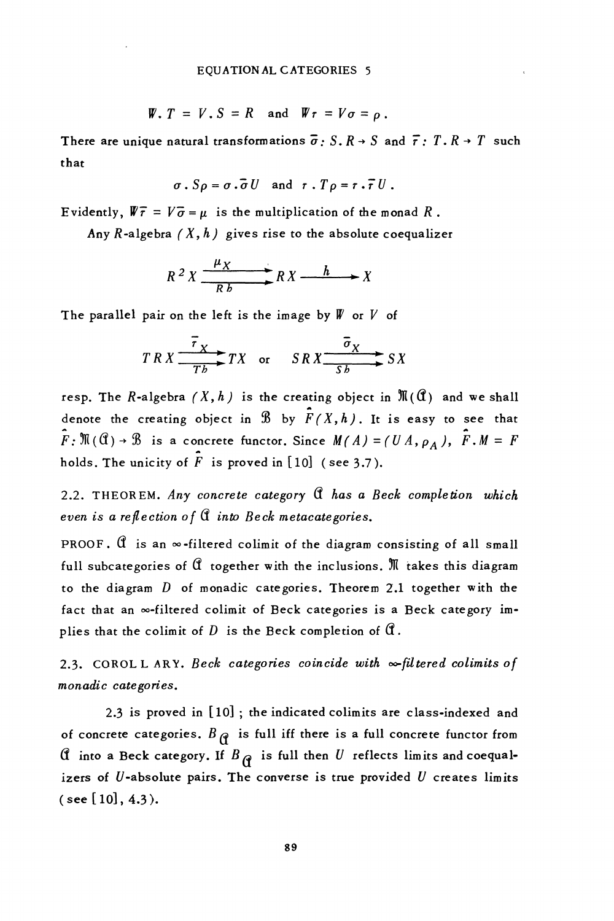$$\mathbb{W} . T = V . S = R \quad \text{and} \quad \mathbb{W}\tau = V\sigma = \rho .$$

There are unique natural transformations $\bar{\sigma} : S . R \to S$ and $\bar{\tau} : T . R \to T$ such that

$$\sigma . S\rho = \sigma . \bar{\sigma} U \quad \text{and} \quad \tau . T\rho = \tau . \bar{\tau} U .$$

Evidently, $\mathbb{W}\bar{\tau} = V\bar{\sigma} = \mu$ is the multiplication of the monad $R$.

Any $R$-algebra $(X, h)$ gives rise to the absolute coequalizer

$$R^2 X \underset{Rh}{\overset{\mu_X}{\rightrightarrows}} RX \xrightarrow{\ h\ } X$$

The parallel pair on the left is the image by $\mathbb{W}$ or $V$ of

$$TRX \underset{Th}{\overset{\bar{\tau}_X}{\rightrightarrows}} TX \quad \text{or} \quad SRX \underset{Sh}{\overset{\bar{\sigma}_X}{\rightrightarrows}} SX$$

resp. The $R$-algebra $(X, h)$ is the creating object in $\mathfrak{M}(\mathfrak{A})$ and we shall denote the creating object in $\mathfrak{B}$ by $\hat{F}(X, h)$. It is easy to see that $\hat{F} : \mathfrak{M}(\mathfrak{A}) \to \mathfrak{B}$ is a concrete functor. Since $M(A) = (UA, \rho_A)$, $\hat{F} . M = F$ holds. The unicity of $\hat{F}$ is proved in [10] (see 3.7).

2.2. THEOREM. *Any concrete category $\mathfrak{A}$ has a Beck completion which even is a reflection of $\mathfrak{A}$ into Beck metacategories.*

PROOF. $\mathfrak{A}$ is an $\infty$-filtered colimit of the diagram consisting of all small full subcategories of $\mathfrak{A}$ together with the inclusions. $\mathfrak{M}$ takes this diagram to the diagram $D$ of monadic categories. Theorem 2.1 together with the fact that an $\infty$-filtered colimit of Beck categories is a Beck category implies that the colimit of $D$ is the Beck completion of $\mathfrak{A}$.

2.3. COROLLARY. *Beck categories coincide with $\infty$-filtered colimits of monadic categories.*

2.3 is proved in [10] ; the indicated colimits are class-indexed and of concrete categories. $B_{\mathfrak{A}}$ is full iff there is a full concrete functor from $\mathfrak{A}$ into a Beck category. If $B_{\mathfrak{A}}$ is full then $U$ reflects limits and coequalizers of $U$-absolute pairs. The converse is true provided $U$ creates limits (see [10], 4.3).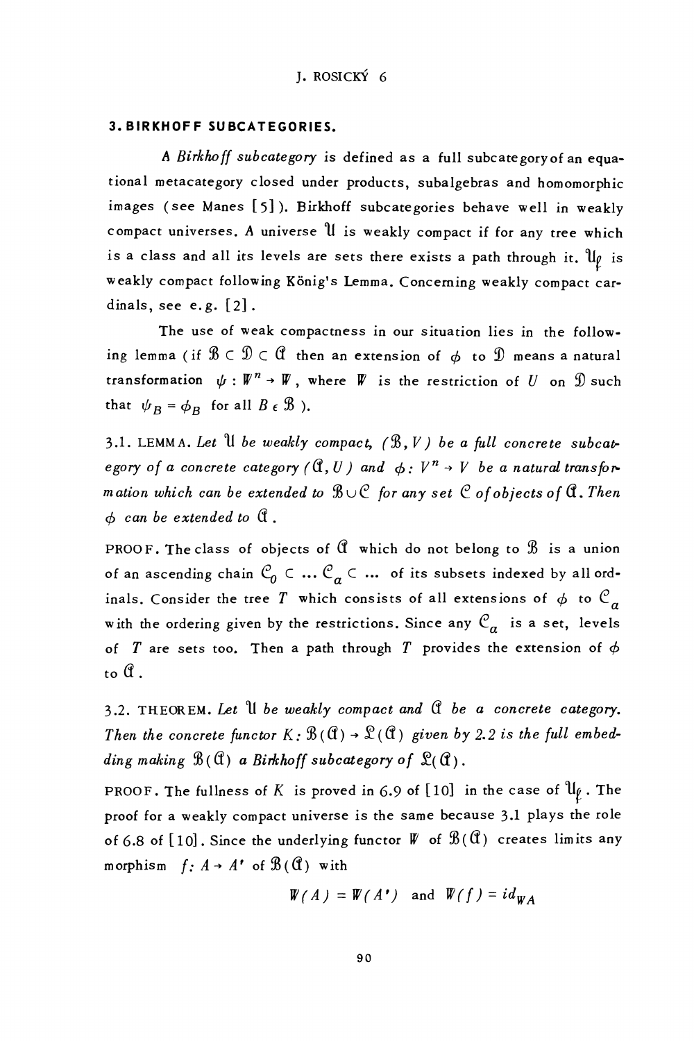## 3. BIRKHOFF SUBCATEGORIES.

A *Birkhoff subcategory* is defined as a full subcategory of an equational metacategory closed under products, subalgebras and homomorphic images (see Manes [5]). Birkhoff subcategories behave well in weakly compact universes. A universe $\mathfrak{U}$ is weakly compact if for any tree which is a class and all its levels are sets there exists a path through it. $\mathfrak{U}_\ell$ is weakly compact following König's Lemma. Concerning weakly compact cardinals, see e.g. [2].

The use of weak compactness in our situation lies in the following lemma (if $\mathfrak{B} \subset \mathfrak{D} \subset \mathfrak{A}$ then an extension of $\phi$ to $\mathfrak{D}$ means a natural transformation $\psi : W^n \to W$, where $W$ is the restriction of $U$ on $\mathfrak{D}$ such that $\psi_B = \phi_B$ for all $B \in \mathfrak{B}$ ).

3.1. LEMMA. *Let $\mathfrak{U}$ be weakly compact, $(\mathfrak{B}, V)$ be a full concrete subcategory of a concrete category $(\mathfrak{A}, U)$ and $\phi : V^n \to V$ be a natural transformation which can be extended to $\mathfrak{B} \cup \mathfrak{C}$ for any set $\mathfrak{C}$ of objects of $\mathfrak{A}$. Then $\phi$ can be extended to $\mathfrak{A}$.*

PROOF. The class of objects of $\mathfrak{A}$ which do not belong to $\mathfrak{B}$ is a union of an ascending chain $\mathfrak{C}_0 \subset \ldots \mathfrak{C}_a \subset \ldots$ of its subsets indexed by all ordinals. Consider the tree $T$ which consists of all extensions of $\phi$ to $\mathfrak{C}_a$ with the ordering given by the restrictions. Since any $\mathfrak{C}_a$ is a set, levels of $T$ are sets too. Then a path through $T$ provides the extension of $\phi$ to $\mathfrak{A}$.

3.2. THEOREM. *Let $\mathfrak{U}$ be weakly compact and $\mathfrak{A}$ be a concrete category. Then the concrete functor $K : \mathfrak{B}(\mathfrak{A}) \to \mathfrak{L}(\mathfrak{A})$ given by 2.2 is the full embedding making $\mathfrak{B}(\mathfrak{A})$ a Birkhoff subcategory of $\mathfrak{L}(\mathfrak{A})$.*

PROOF. The fullness of $K$ is proved in 6.9 of [10] in the case of $\mathfrak{U}_\ell$. The proof for a weakly compact universe is the same because 3.1 plays the role of 6.8 of [10]. Since the underlying functor $W$ of $\mathfrak{B}(\mathfrak{A})$ creates limits any morphism $f : A \to A'$ of $\mathfrak{B}(\mathfrak{A})$ with

$$W(A) = W(A') \quad \text{and} \quad W(f) = id_{WA}$$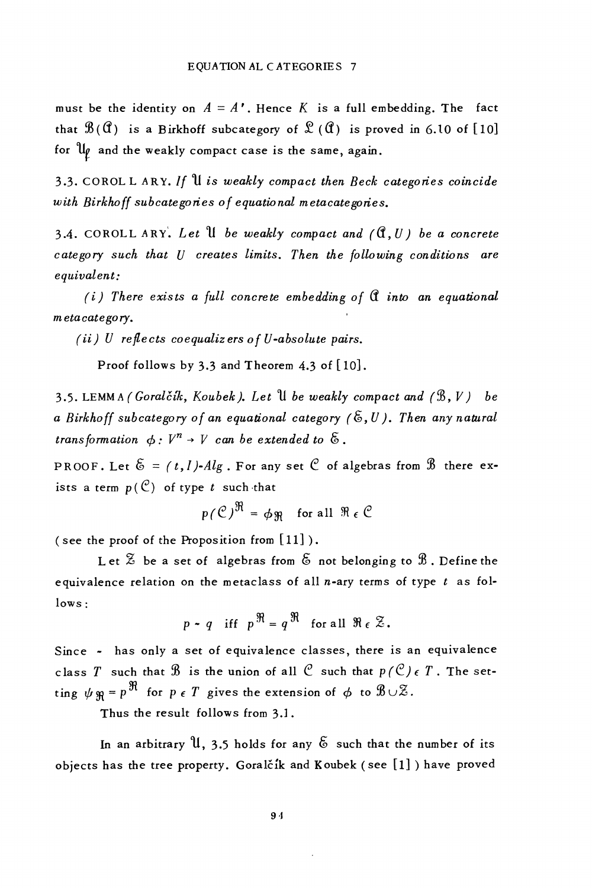must be the identity on $A = A'$. Hence $K$ is a full embedding. The fact that $\mathfrak{B}(\mathfrak{A})$ is a Birkhoff subcategory of $\mathfrak{L}(\mathfrak{A})$ is proved in 6.10 of [10] for $\mathfrak{U}_\rho$ and the weakly compact case is the same, again.

3.3. COROLLARY. *If $\mathfrak{U}$ is weakly compact then Beck categories coincide with Birkhoff subcategories of equational metacategories.*

3.4. COROLLARY. *Let $\mathfrak{U}$ be weakly compact and $(\mathfrak{A}, U)$ be a concrete category such that $U$ creates limits. Then the following conditions are equivalent:*

*(i) There exists a full concrete embedding of $\mathfrak{A}$ into an equational metacategory.*

*(ii) $U$ reflects coequalizers of $U$-absolute pairs.*

Proof follows by 3.3 and Theorem 4.3 of [10].

3.5. LEMMA *(Goralčík, Koubek). Let $\mathfrak{U}$ be weakly compact and $(\mathfrak{B}, V)$ be a Birkhoff subcategory of an equational category $(\mathfrak{S}, U)$. Then any natural transformation $\phi : V^n \to V$ can be extended to $\mathfrak{S}$.*

PROOF. Let $\mathfrak{S} = (t, I)$-$Alg$. For any set $\mathcal{C}$ of algebras from $\mathfrak{B}$ there exists a term $p(\mathcal{C})$ of type $t$ such that

$$p(\mathcal{C})^{\mathfrak{R}} = \phi_{\mathfrak{R}} \quad \text{for all } \mathfrak{R} \in \mathcal{C}$$

(see the proof of the Proposition from [11]).

Let $\mathfrak{Z}$ be a set of algebras from $\mathfrak{S}$ not belonging to $\mathfrak{B}$. Define the equivalence relation on the metaclass of all $n$-ary terms of type $t$ as follows:

$$p \sim q \quad \text{iff} \quad p^{\mathfrak{R}} = q^{\mathfrak{R}} \quad \text{for all } \mathfrak{R} \in \mathfrak{Z}.$$

Since $\sim$ has only a set of equivalence classes, there is an equivalence class $T$ such that $\mathfrak{B}$ is the union of all $\mathcal{C}$ such that $p(\mathcal{C}) \in T$. The setting $\psi_{\mathfrak{R}} = p^{\mathfrak{R}}$ for $p \in T$ gives the extension of $\phi$ to $\mathfrak{B} \cup \mathfrak{Z}$.

Thus the result follows from 3.1.

In an arbitrary $\mathfrak{U}$, 3.5 holds for any $\mathfrak{S}$ such that the number of its objects has the tree property. Goralčík and Koubek (see [1]) have proved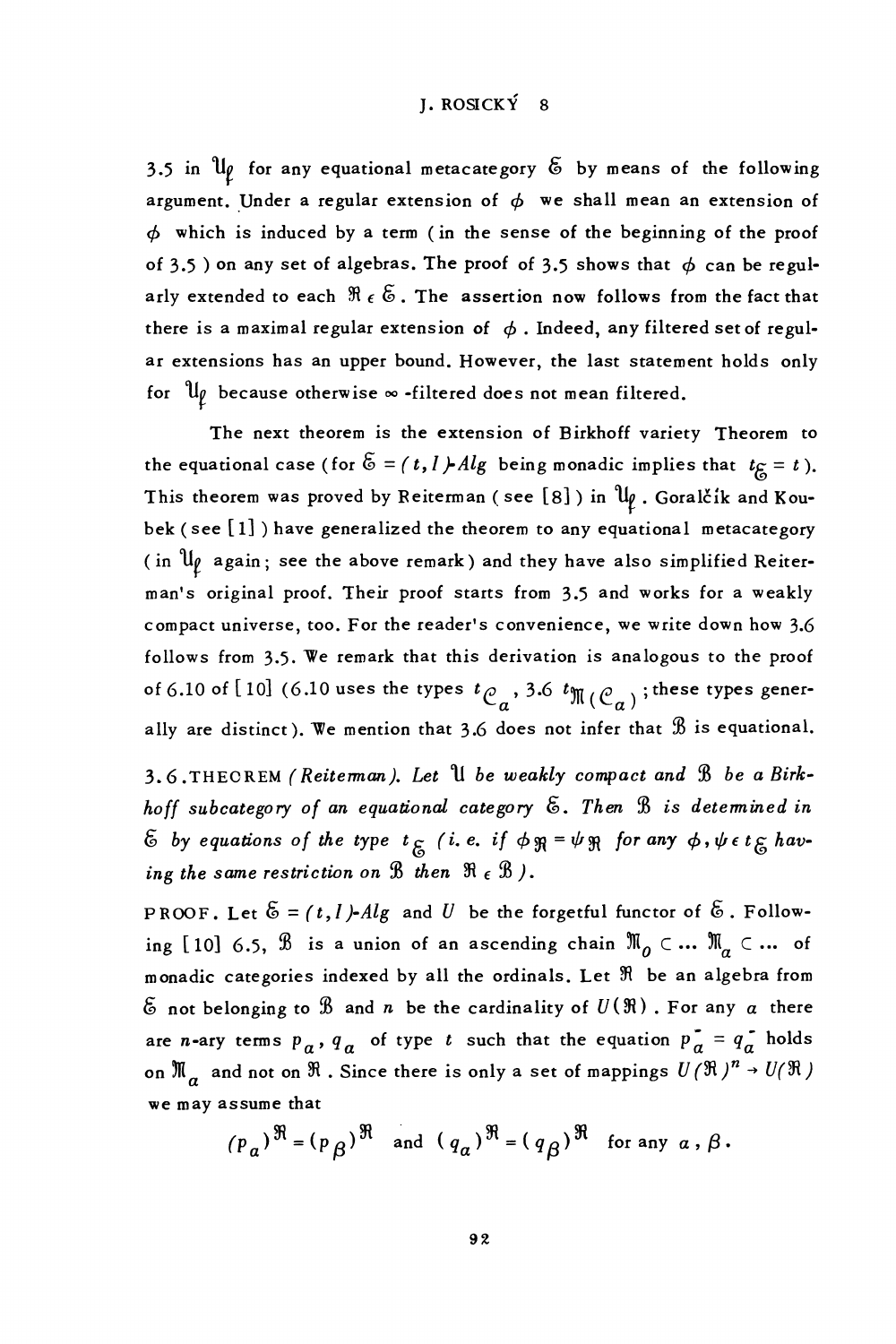3.5 in $\mathfrak{U}_\ell$ for any equational metacategory $\mathfrak{E}$ by means of the following argument. Under a regular extension of $\phi$ we shall mean an extension of $\phi$ which is induced by a term (in the sense of the beginning of the proof of 3.5) on any set of algebras. The proof of 3.5 shows that $\phi$ can be regularly extended to each $\mathfrak{R} \in \mathfrak{E}$. The assertion now follows from the fact that there is a maximal regular extension of $\phi$. Indeed, any filtered set of regular extensions has an upper bound. However, the last statement holds only for $\mathfrak{U}_\ell$ because otherwise $\infty$-filtered does not mean filtered.

The next theorem is the extension of Birkhoff variety Theorem to the equational case (for $\mathfrak{E} = (t, l)$-$Alg$ being monadic implies that $t_{\mathfrak{E}} = t$). This theorem was proved by Reiterman (see [8]) in $\mathfrak{U}_\ell$. Goralčík and Koubek (see [1]) have generalized the theorem to any equational metacategory (in $\mathfrak{U}_\ell$ again; see the above remark) and they have also simplified Reiterman's original proof. Their proof starts from 3.5 and works for a weakly compact universe, too. For the reader's convenience, we write down how 3.6 follows from 3.5. We remark that this derivation is analogous to the proof of 6.10 of [10] (6.10 uses the types $t_{\mathcal{C}_a}$, 3.6 $t_{\mathfrak{M}(\mathcal{C}_a)}$; these types generally are distinct). We mention that 3.6 does not infer that $\mathfrak{B}$ is equational.

3.6. THEOREM *(Reiterman). Let $\mathfrak{U}$ be weakly compact and $\mathfrak{B}$ be a Birkhoff subcategory of an equational category $\mathfrak{E}$. Then $\mathfrak{B}$ is determined in $\mathfrak{E}$ by equations of the type $t_{\mathfrak{E}}$ (i.e. if $\phi_{\mathfrak{R}} = \psi_{\mathfrak{R}}$ for any $\phi, \psi \in t_{\mathfrak{E}}$ having the same restriction on $\mathfrak{B}$ then $\mathfrak{R} \in \mathfrak{B}$).*

PROOF. Let $\mathfrak{E} = (t, l)$-$Alg$ and $U$ be the forgetful functor of $\mathfrak{E}$. Following [10] 6.5, $\mathfrak{B}$ is a union of an ascending chain $\mathfrak{M}_0 \subset \dots \mathfrak{M}_a \subset \dots$ of monadic categories indexed by all the ordinals. Let $\mathfrak{R}$ be an algebra from $\mathfrak{E}$ not belonging to $\mathfrak{B}$ and $n$ be the cardinality of $U(\mathfrak{R})$. For any $a$ there are $n$-ary terms $p_a, q_a$ of type $t$ such that the equation $p_a^- = q_a^-$ holds on $\mathfrak{M}_a$ and not on $\mathfrak{R}$. Since there is only a set of mappings $U(\mathfrak{R})^n \to U(\mathfrak{R})$ we may assume that

$$(p_a)^{\mathfrak{R}} = (p_\beta)^{\mathfrak{R}} \quad \text{and} \quad (q_a)^{\mathfrak{R}} = (q_\beta)^{\mathfrak{R}} \quad \text{for any } a, \beta.$$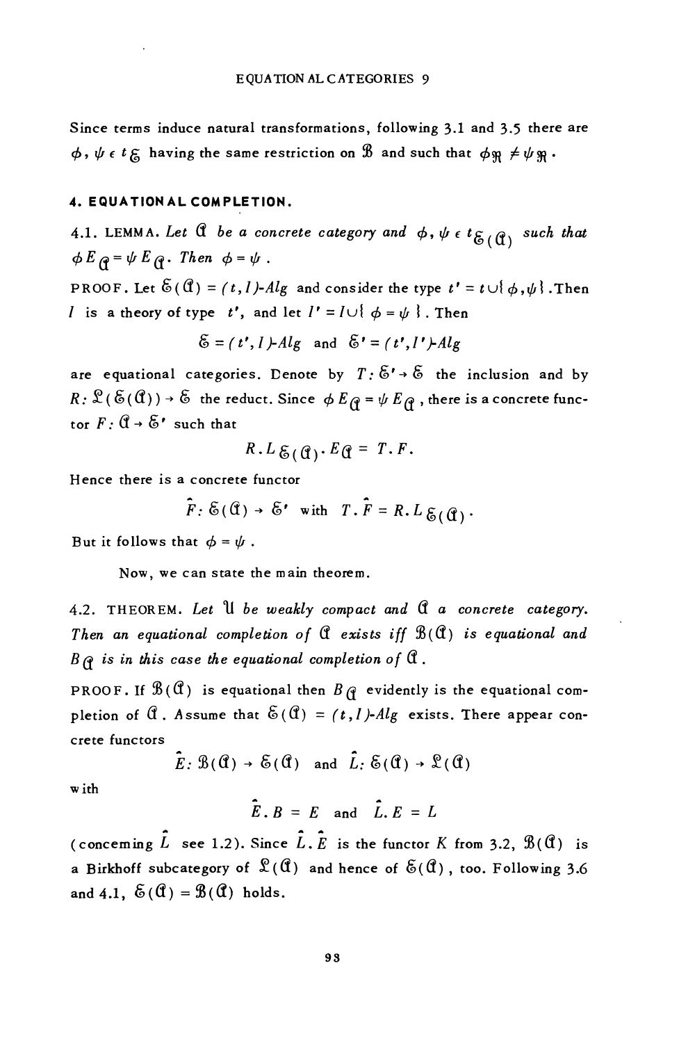Since terms induce natural transformations, following 3.1 and 3.5 there are $\phi, \psi \in t_{\mathfrak{E}}$ having the same restriction on $\mathfrak{B}$ and such that $\phi_{\mathfrak{R}} \neq \psi_{\mathfrak{R}}$.

## 4. EQUATIONAL COMPLETION.

4.1. LEMMA. *Let $\mathfrak{A}$ be a concrete category and $\phi, \psi \in t_{\mathfrak{E}(\mathfrak{A})}$ such that $\phi E_{\mathfrak{A}} = \psi E_{\mathfrak{A}}$. Then $\phi = \psi$.*

PROOF. Let $\mathfrak{E}(\mathfrak{A}) = (t, I)\text{-}Alg$ and consider the type $t' = t \cup \{\phi, \psi\}$. Then $I$ is a theory of type $t'$, and let $I' = I \cup \{\phi = \psi\}$. Then

$$\mathfrak{E} = (t', I)\text{-}Alg \quad \text{and} \quad \mathfrak{E}' = (t', I')\text{-}Alg$$

are equational categories. Denote by $T: \mathfrak{E}' \to \mathfrak{E}$ the inclusion and by $R: \mathfrak{L}(\mathfrak{E}(\mathfrak{A})) \to \mathfrak{E}$ the reduct. Since $\phi E_{\mathfrak{A}} = \psi E_{\mathfrak{A}}$, there is a concrete functor $F: \mathfrak{A} \to \mathfrak{E}'$ such that

$$R.L_{\mathfrak{E}(\mathfrak{A})}.E_{\mathfrak{A}} = T.F.$$

Hence there is a concrete functor

$$\hat{F}: \mathfrak{E}(\mathfrak{A}) \to \mathfrak{E}' \quad \text{with} \quad T.\hat{F} = R.L_{\mathfrak{E}(\mathfrak{A})}.$$

But it follows that $\phi = \psi$.

Now, we can state the main theorem.

4.2. THEOREM. *Let $\mathfrak{U}$ be weakly compact and $\mathfrak{A}$ a concrete category. Then an equational completion of $\mathfrak{A}$ exists iff $\mathfrak{B}(\mathfrak{A})$ is equational and $B_{\mathfrak{A}}$ is in this case the equational completion of $\mathfrak{A}$.*

PROOF. If $\mathfrak{B}(\mathfrak{A})$ is equational then $B_{\mathfrak{A}}$ evidently is the equational completion of $\mathfrak{A}$. Assume that $\mathfrak{E}(\mathfrak{A}) = (t, I)\text{-}Alg$ exists. There appear concrete functors

$$\hat{E}: \mathfrak{B}(\mathfrak{A}) \to \mathfrak{E}(\mathfrak{A}) \quad \text{and} \quad \hat{L}: \mathfrak{E}(\mathfrak{A}) \to \mathfrak{L}(\mathfrak{A})$$

with

$$\hat{E}.B = E \quad \text{and} \quad \hat{L}.E = L$$

(concerning $\hat{L}$ see 1.2). Since $\hat{L}.\hat{E}$ is the functor $K$ from 3.2, $\mathfrak{B}(\mathfrak{A})$ is a Birkhoff subcategory of $\mathfrak{L}(\mathfrak{A})$ and hence of $\mathfrak{E}(\mathfrak{A})$, too. Following 3.6 and 4.1, $\mathfrak{E}(\mathfrak{A}) = \mathfrak{B}(\mathfrak{A})$ holds.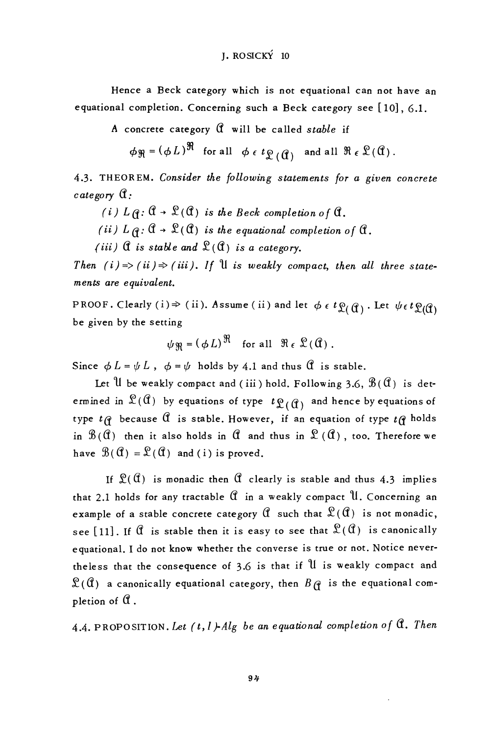Hence a Beck category which is not equational can not have an equational completion. Concerning such a Beck category see [10], 6.1.

A concrete category $\mathfrak{A}$ will be called *stable* if

$$\phi_{\mathfrak{R}} = (\phi L)^{\mathfrak{R}} \quad \text{for all} \quad \phi \in t_{\mathfrak{L}(\mathfrak{A})} \quad \text{and all} \quad \mathfrak{R} \in \mathfrak{L}(\mathfrak{A}).$$

4.3. THEOREM. *Consider the following statements for a given concrete category* $\mathfrak{A}$:

*(i)* $L_{\mathfrak{A}}: \mathfrak{A} \to \mathfrak{L}(\mathfrak{A})$ *is the Beck completion of* $\mathfrak{A}$.

*(ii)* $L_{\mathfrak{A}}: \mathfrak{A} \to \mathfrak{L}(\mathfrak{A})$ *is the equational completion of* $\mathfrak{A}$.

*(iii)* $\mathfrak{A}$ *is stable and* $\mathfrak{L}(\mathfrak{A})$ *is a category.*

*Then (i) ⇒ (ii) ⇒ (iii). If* $\mathfrak{U}$ *is weakly compact, then all three statements are equivalent.*

PROOF. Clearly (i) ⇒ (ii). Assume (ii) and let $\phi \in t_{\mathfrak{L}(\mathfrak{A})}$. Let $\psi \in t_{\mathfrak{L}(\mathfrak{A})}$ be given by the setting

$$\psi_{\mathfrak{R}} = (\phi L)^{\mathfrak{R}} \quad \text{for all} \quad \mathfrak{R} \in \mathfrak{L}(\mathfrak{A}).$$

Since $\phi L = \psi L$, $\phi = \psi$ holds by 4.1 and thus $\mathfrak{A}$ is stable.

Let $\mathfrak{U}$ be weakly compact and (iii) hold. Following 3.6, $\mathfrak{B}(\mathfrak{A})$ is determined in $\mathfrak{L}(\mathfrak{A})$ by equations of type $t_{\mathfrak{L}(\mathfrak{A})}$ and hence by equations of type $t_{\mathfrak{A}}$ because $\mathfrak{A}$ is stable. However, if an equation of type $t_{\mathfrak{A}}$ holds in $\mathfrak{B}(\mathfrak{A})$ then it also holds in $\mathfrak{A}$ and thus in $\mathfrak{L}(\mathfrak{A})$, too. Therefore we have $\mathfrak{B}(\mathfrak{A}) = \mathfrak{L}(\mathfrak{A})$ and (i) is proved.

If $\mathfrak{L}(\mathfrak{A})$ is monadic then $\mathfrak{A}$ clearly is stable and thus 4.3 implies that 2.1 holds for any tractable $\mathfrak{A}$ in a weakly compact $\mathfrak{U}$. Concerning an example of a stable concrete category $\mathfrak{A}$ such that $\mathfrak{L}(\mathfrak{A})$ is not monadic, see [11]. If $\mathfrak{A}$ is stable then it is easy to see that $\mathfrak{L}(\mathfrak{A})$ is canonically equational. I do not know whether the converse is true or not. Notice nevertheless that the consequence of 3.6 is that if $\mathfrak{U}$ is weakly compact and $\mathfrak{L}(\mathfrak{A})$ a canonically equational category, then $B_{\mathfrak{A}}$ is the equational completion of $\mathfrak{A}$.

4.4. PROPOSITION. *Let* $(t, I)$*-Alg be an equational completion of* $\mathfrak{A}$. *Then*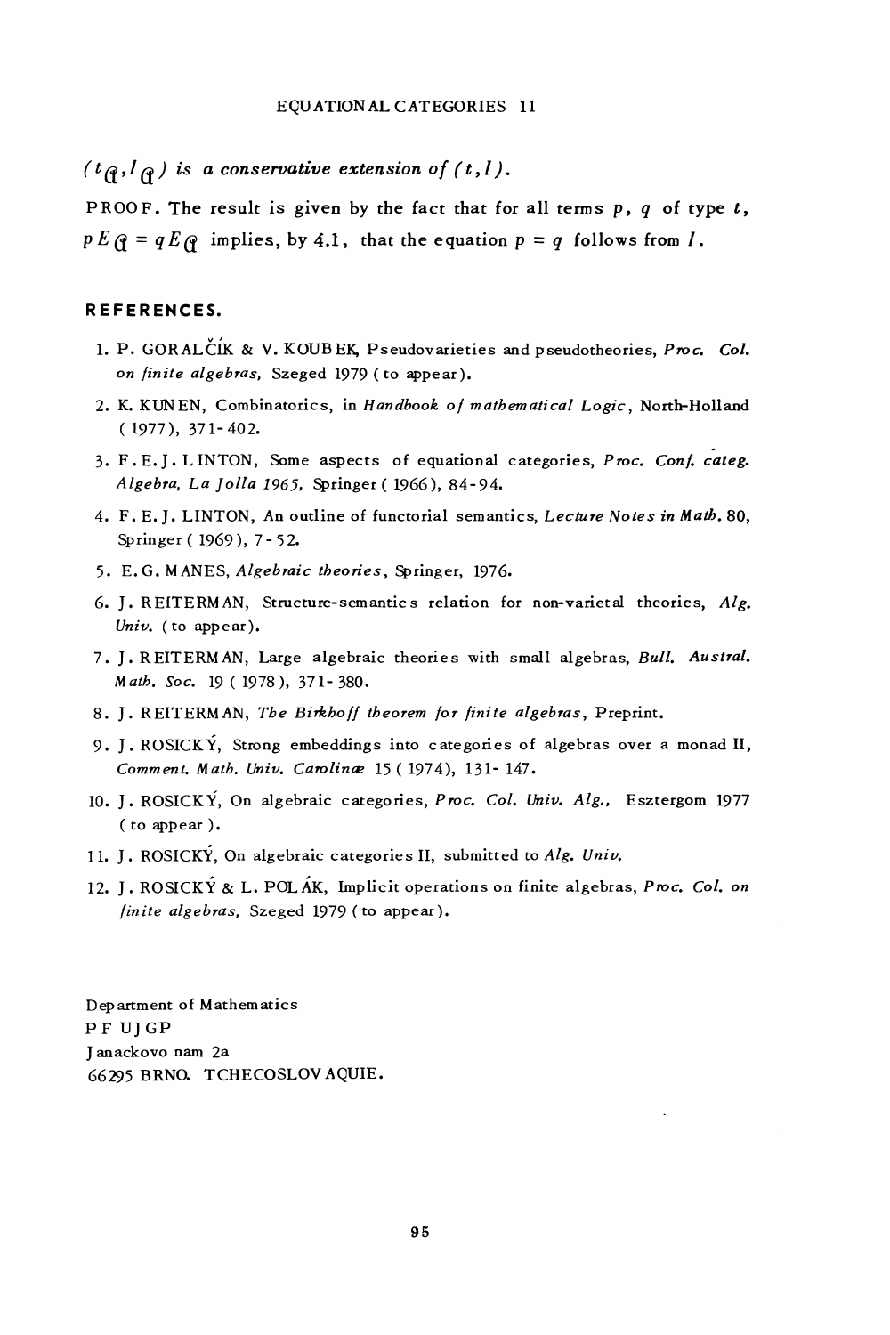*$(t_{\mathfrak{a}}, I_{\mathfrak{a}})$ is a conservative extension of $(t, I)$.*

PROOF. The result is given by the fact that for all terms $p$, $q$ of type $t$, $p E_{\mathfrak{a}} = q E_{\mathfrak{a}}$ implies, by 4.1, that the equation $p = q$ follows from $I$.

## REFERENCES.

1. P. GORALČÍK & V. KOUBEK, Pseudovarieties and pseudotheories, *Proc. Col. on finite algebras,* Szeged 1979 (to appear).
2. K. KUNEN, Combinatorics, in *Handbook of mathematical Logic*, North-Holland (1977), 371-402.
3. F.E.J. LINTON, Some aspects of equational categories, *Proc. Conf. categ. Algebra, La Jolla 1965,* Springer (1966), 84-94.
4. F.E.J. LINTON, An outline of functorial semantics, *Lecture Notes in Math.* 80, Springer (1969), 7-52.
5. E.G. MANES, *Algebraic theories*, Springer, 1976.
6. J. REITERMAN, Structure-semantics relation for non-varietal theories, *Alg. Univ.* (to appear).
7. J. REITERMAN, Large algebraic theories with small algebras, *Bull. Austral. Math. Soc.* 19 (1978), 371-380.
8. J. REITERMAN, *The Birkhoff theorem for finite algebras*, Preprint.
9. J. ROSICKÝ, Strong embeddings into categories of algebras over a monad II, *Comment. Math. Univ. Carolinae* 15 (1974), 131-147.
10. J. ROSICKÝ, On algebraic categories, *Proc. Col. Univ. Alg.,* Esztergom 1977 (to appear).
11. J. ROSICKÝ, On algebraic categories II, submitted to *Alg. Univ.*
12. J. ROSICKÝ & L. POLÁK, Implicit operations on finite algebras, *Proc. Col. on finite algebras,* Szeged 1979 (to appear).

Department of Mathematics
P F UJGP
Janackovo nam 2a
66295 BRNO. TCHECOSLOVAQUIE.